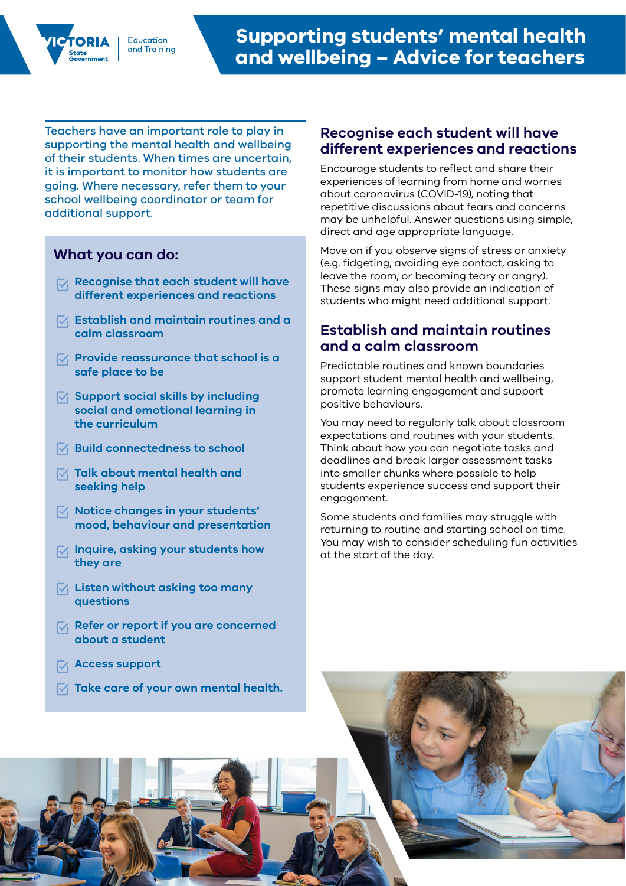# Supporting students' mental health and wellbeing – Advice for teachers

Teachers have an important role to play in supporting the mental health and wellbeing of their students. When times are uncertain, it is important to monitor how students are going. Where necessary, refer them to your school wellbeing coordinator or team for additional support.

## What you can do:

- Recognise that each student will have different experiences and reactions
- Establish and maintain routines and a calm classroom
- Provide reassurance that school is a safe place to be
- Support social skills by including social and emotional learning in the curriculum
- Build connectedness to school
- Talk about mental health and seeking help
- Notice changes in your students' mood, behaviour and presentation
- Inquire, asking your students how they are
- Listen without asking too many questions
- Refer or report if you are concerned about a student
- Access support
- Take care of your own mental health.

## Recognise each student will have different experiences and reactions

Encourage students to reflect and share their experiences of learning from home and worries about coronavirus (COVID-19), noting that repetitive discussions about fears and concerns may be unhelpful. Answer questions using simple, direct and age appropriate language.

Move on if you observe signs of stress or anxiety (e.g. fidgeting, avoiding eye contact, asking to leave the room, or becoming teary or angry). These signs may also provide an indication of students who might need additional support.

## Establish and maintain routines and a calm classroom

Predictable routines and known boundaries support student mental health and wellbeing, promote learning engagement and support positive behaviours.

You may need to regularly talk about classroom expectations and routines with your students. Think about how you can negotiate tasks and deadlines and break larger assessment tasks into smaller chunks where possible to help students experience success and support their engagement.

Some students and families may struggle with returning to routine and starting school on time. You may wish to consider scheduling fun activities at the start of the day.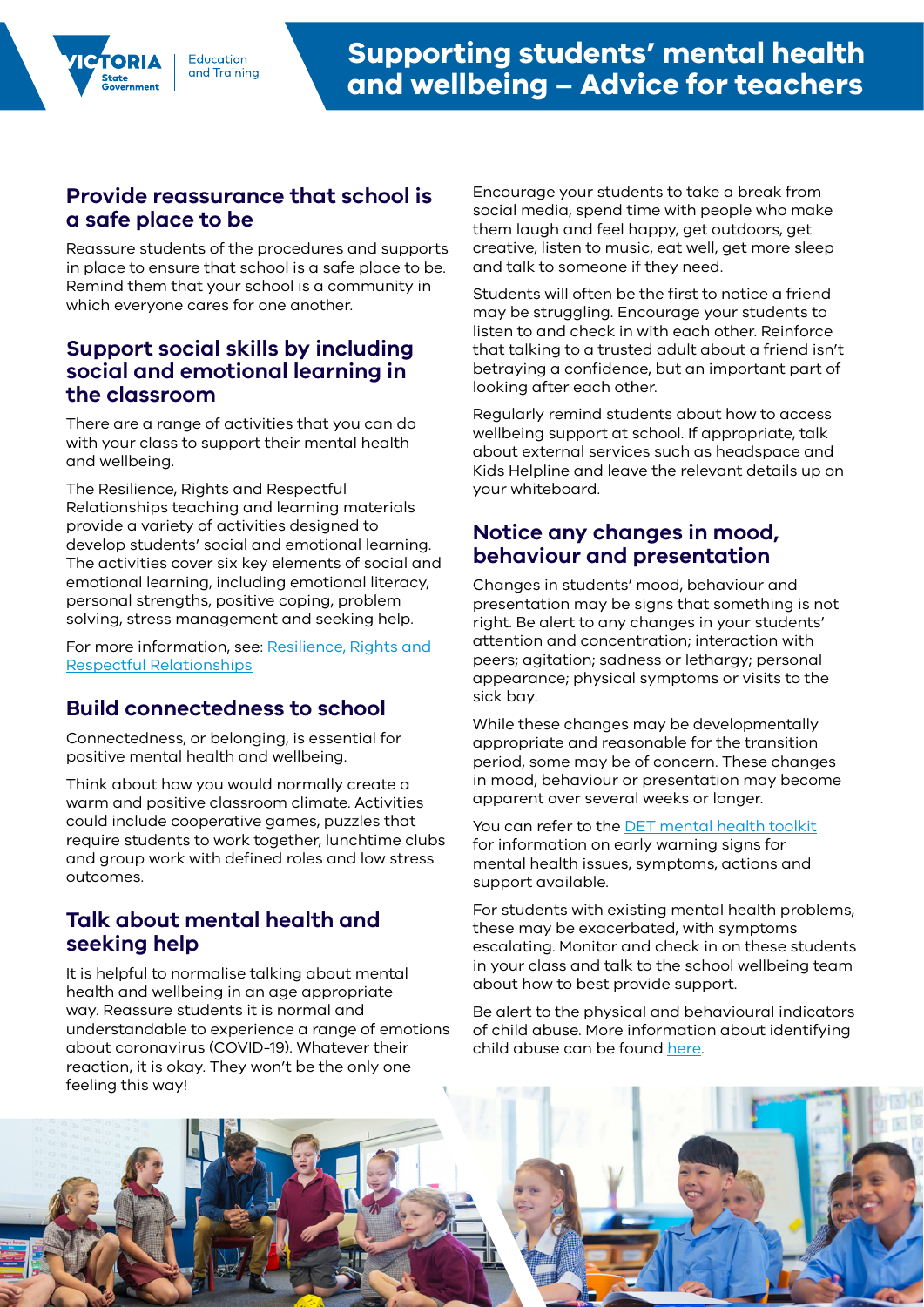# Supporting students' mental health and wellbeing – Advice for teachers

## Provide reassurance that school is a safe place to be

Reassure students of the procedures and supports in place to ensure that school is a safe place to be. Remind them that your school is a community in which everyone cares for one another.

## Support social skills by including social and emotional learning in the classroom

There are a range of activities that you can do with your class to support their mental health and wellbeing.

The Resilience, Rights and Respectful Relationships teaching and learning materials provide a variety of activities designed to develop students' social and emotional learning. The activities cover six key elements of social and emotional learning, including emotional literacy, personal strengths, positive coping, problem solving, stress management and seeking help.

For more information, see: [Resilience, Rights and Respectful Relationships]

## Build connectedness to school

Connectedness, or belonging, is essential for positive mental health and wellbeing.

Think about how you would normally create a warm and positive classroom climate. Activities could include cooperative games, puzzles that require students to work together, lunchtime clubs and group work with defined roles and low stress outcomes.

## Talk about mental health and seeking help

It is helpful to normalise talking about mental health and wellbeing in an age appropriate way. Reassure students it is normal and understandable to experience a range of emotions about coronavirus (COVID-19). Whatever their reaction, it is okay. They won't be the only one feeling this way!

Encourage your students to take a break from social media, spend time with people who make them laugh and feel happy, get outdoors, get creative, listen to music, eat well, get more sleep and talk to someone if they need.

Students will often be the first to notice a friend may be struggling. Encourage your students to listen to and check in with each other. Reinforce that talking to a trusted adult about a friend isn't betraying a confidence, but an important part of looking after each other.

Regularly remind students about how to access wellbeing support at school. If appropriate, talk about external services such as headspace and Kids Helpline and leave the relevant details up on your whiteboard.

## Notice any changes in mood, behaviour and presentation

Changes in students' mood, behaviour and presentation may be signs that something is not right. Be alert to any changes in your students' attention and concentration; interaction with peers; agitation; sadness or lethargy; personal appearance; physical symptoms or visits to the sick bay.

While these changes may be developmentally appropriate and reasonable for the transition period, some may be of concern. These changes in mood, behaviour or presentation may become apparent over several weeks or longer.

You can refer to the [DET mental health toolkit] for information on early warning signs for mental health issues, symptoms, actions and support available.

For students with existing mental health problems, these may be exacerbated, with symptoms escalating. Monitor and check in on these students in your class and talk to the school wellbeing team about how to best provide support.

Be alert to the physical and behavioural indicators of child abuse. More information about identifying child abuse can be found [here].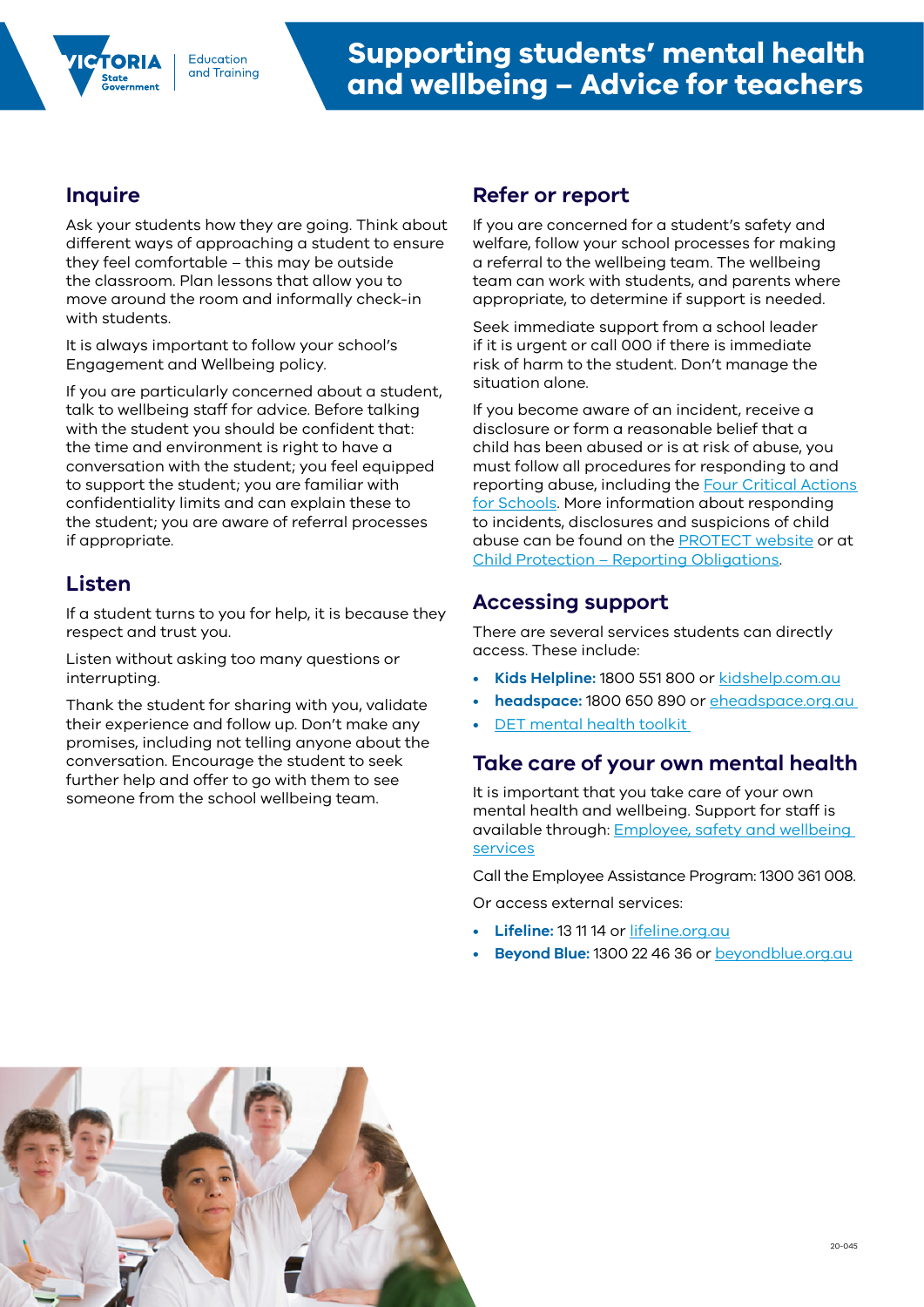# Supporting students' mental health and wellbeing – Advice for teachers

## Inquire

Ask your students how they are going. Think about different ways of approaching a student to ensure they feel comfortable – this may be outside the classroom. Plan lessons that allow you to move around the room and informally check-in with students.

It is always important to follow your school's Engagement and Wellbeing policy.

If you are particularly concerned about a student, talk to wellbeing staff for advice. Before talking with the student you should be confident that: the time and environment is right to have a conversation with the student; you feel equipped to support the student; you are familiar with confidentiality limits and can explain these to the student; you are aware of referral processes if appropriate.

## Listen

If a student turns to you for help, it is because they respect and trust you.

Listen without asking too many questions or interrupting.

Thank the student for sharing with you, validate their experience and follow up. Don't make any promises, including not telling anyone about the conversation. Encourage the student to seek further help and offer to go with them to see someone from the school wellbeing team.

## Refer or report

If you are concerned for a student's safety and welfare, follow your school processes for making a referral to the wellbeing team. The wellbeing team can work with students, and parents where appropriate, to determine if support is needed.

Seek immediate support from a school leader if it is urgent or call 000 if there is immediate risk of harm to the student. Don't manage the situation alone.

If you become aware of an incident, receive a disclosure or form a reasonable belief that a child has been abused or is at risk of abuse, you must follow all procedures for responding to and reporting abuse, including the Four Critical Actions for Schools. More information about responding to incidents, disclosures and suspicions of child abuse can be found on the PROTECT website or at Child Protection – Reporting Obligations.

## Accessing support

There are several services students can directly access. These include:

- **Kids Helpline:** 1800 551 800 or kidshelp.com.au
- **headspace:** 1800 650 890 or eheadspace.org.au
- DET mental health toolkit

## Take care of your own mental health

It is important that you take care of your own mental health and wellbeing. Support for staff is available through: Employee, safety and wellbeing services

Call the Employee Assistance Program: 1300 361 008.

Or access external services:

- **Lifeline:** 13 11 14 or lifeline.org.au
- **Beyond Blue:** 1300 22 46 36 or beyondblue.org.au

20-045